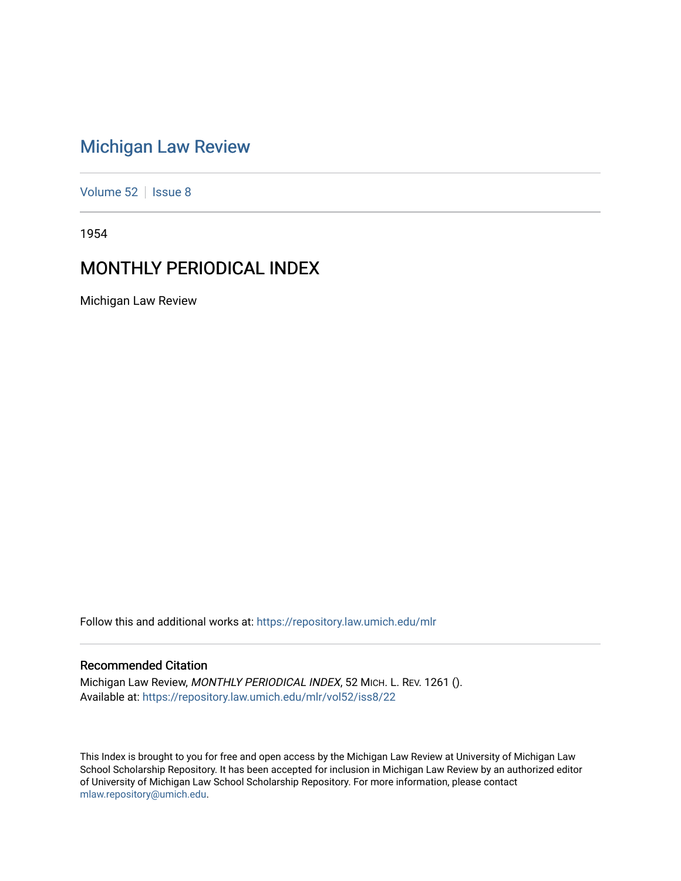# Michigan Law Review

Volume 52 | Issue 8

1954

## MONTHLY PERIODICAL INDEX

Michigan Law Review

Follow this and additional works at: https://repository.law.umich.edu/mlr

### Recommended Citation

Michigan Law Review, *MONTHLY PERIODICAL INDEX*, 52 MICH. L. REV. 1261 ().
Available at: https://repository.law.umich.edu/mlr/vol52/iss8/22

This Index is brought to you for free and open access by the Michigan Law Review at University of Michigan Law School Scholarship Repository. It has been accepted for inclusion in Michigan Law Review by an authorized editor of University of Michigan Law School Scholarship Repository. For more information, please contact mlaw.repository@umich.edu.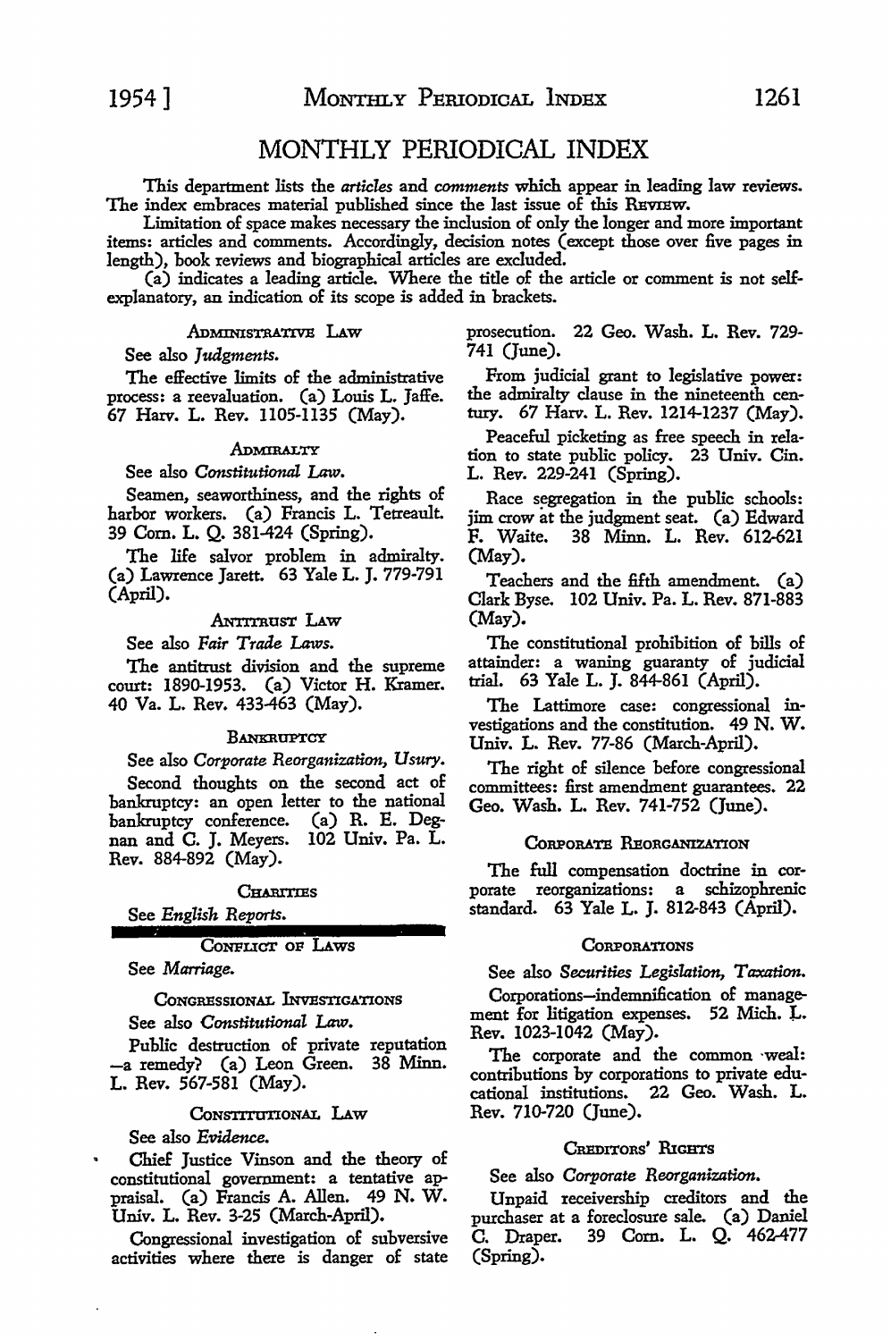# MONTHLY PERIODICAL INDEX

This department lists the *articles* and *comments* which appear in leading law reviews. The index embraces material published since the last issue of this REVIEW.

Limitation of space makes necessary the inclusion of only the longer and more important items: articles and comments. Accordingly, decision notes (except those over five pages in length), book reviews and biographical articles are excluded.

(a) indicates a leading article. Where the title of the article or comment is not self-explanatory, an indication of its scope is added in brackets.

### ADMINISTRATIVE LAW

See also *Judgments*.

The effective limits of the administrative process: a reevaluation. (a) Louis L. Jaffe. 67 Harv. L. Rev. 1105-1135 (May).

### ADMIRALTY

See also *Constitutional Law*.

Seamen, seaworthiness, and the rights of harbor workers. (a) Francis L. Tetreault. 39 Corn. L. Q. 381-424 (Spring).

The life salvor problem in admiralty. (a) Lawrence Jarett. 63 Yale L. J. 779-791 (April).

### ANTITRUST LAW

See also *Fair Trade Laws*.

The antitrust division and the supreme court: 1890-1953. (a) Victor H. Kramer. 40 Va. L. Rev. 433-463 (May).

### BANKRUPTCY

See also *Corporate Reorganization, Usury*.

Second thoughts on the second act of bankruptcy: an open letter to the national bankruptcy conference. (a) R. E. Degnan and C. J. Meyers. 102 Univ. Pa. L. Rev. 884-892 (May).

### CHARITIES

See *English Reports*.

### CONFLICT OF LAWS

See *Marriage*.

### CONGRESSIONAL INVESTIGATIONS

See also *Constitutional Law*.

Public destruction of private reputation —a remedy? (a) Leon Green. 38 Minn. L. Rev. 567-581 (May).

### CONSTITUTIONAL LAW

See also *Evidence*.

Chief Justice Vinson and the theory of constitutional government: a tentative appraisal. (a) Francis A. Allen. 49 N. W. Univ. L. Rev. 3-25 (March-April).

Congressional investigation of subversive activities where there is danger of state prosecution. 22 Geo. Wash. L. Rev. 729-741 (June).

From judicial grant to legislative power: the admiralty clause in the nineteenth century. 67 Harv. L. Rev. 1214-1237 (May).

Peaceful picketing as free speech in relation to state public policy. 23 Univ. Cin. L. Rev. 229-241 (Spring).

Race segregation in the public schools: jim crow at the judgment seat. (a) Edward F. Waite. 38 Minn. L. Rev. 612-621 (May).

Teachers and the fifth amendment. (a) Clark Byse. 102 Univ. Pa. L. Rev. 871-883 (May).

The constitutional prohibition of bills of attainder: a waning guaranty of judicial trial. 63 Yale L. J. 844-861 (April).

The Lattimore case: congressional investigations and the constitution. 49 N. W. Univ. L. Rev. 77-86 (March-April).

The right of silence before congressional committees: first amendment guarantees. 22 Geo. Wash. L. Rev. 741-752 (June).

### CORPORATE REORGANIZATION

The full compensation doctrine in corporate reorganizations: a schizophrenic standard. 63 Yale L. J. 812-843 (April).

### CORPORATIONS

See also *Securities Legislation, Taxation*.

Corporations—indemnification of management for litigation expenses. 52 Mich. L. Rev. 1023-1042 (May).

The corporate and the common weal: contributions by corporations to private educational institutions. 22 Geo. Wash. L. Rev. 710-720 (June).

### CREDITORS' RIGHTS

See also *Corporate Reorganization*.

Unpaid receivership creditors and the purchaser at a foreclosure sale. (a) Daniel C. Draper. 39 Corn. L. Q. 462-477 (Spring).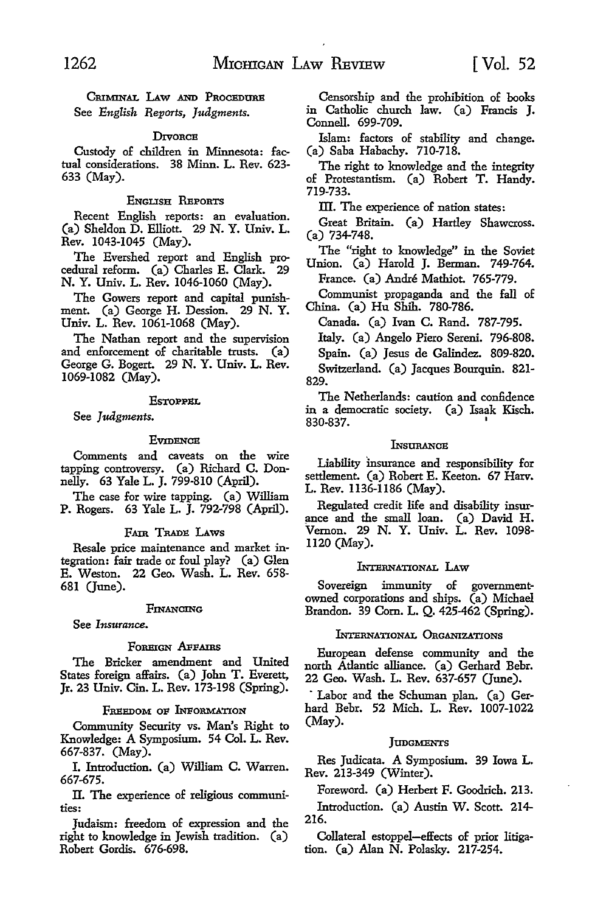### CRIMINAL LAW AND PROCEDURE

See *English Reports, Judgments.*

### DIVORCE

Custody of children in Minnesota: factual considerations. 38 Minn. L. Rev. 623-633 (May).

### ENGLISH REPORTS

Recent English reports: an evaluation. (a) Sheldon D. Elliott. 29 N. Y. Univ. L. Rev. 1043-1045 (May).

The Evershed report and English procedural reform. (a) Charles E. Clark. 29 N. Y. Univ. L. Rev. 1046-1060 (May).

The Gowers report and capital punishment. (a) George H. Dession. 29 N. Y. Univ. L. Rev. 1061-1068 (May).

The Nathan report and the supervision and enforcement of charitable trusts. (a) George G. Bogert. 29 N. Y. Univ. L. Rev. 1069-1082 (May).

### ESTOPPEL

See *Judgments.*

### EVIDENCE

Comments and caveats on the wire tapping controversy. (a) Richard C. Donnelly. 63 Yale L. J. 799-810 (April).

The case for wire tapping. (a) William P. Rogers. 63 Yale L. J. 792-798 (April).

### FAIR TRADE LAWS

Resale price maintenance and market integration: fair trade or foul play? (a) Glen E. Weston. 22 Geo. Wash. L. Rev. 658-681 (June).

### FINANCING

See *Insurance.*

### FOREIGN AFFAIRS

The Bricker amendment and United States foreign affairs. (a) John T. Everett, Jr. 23 Univ. Cin. L. Rev. 173-198 (Spring).

### FREEDOM OF INFORMATION

Community Security vs. Man's Right to Knowledge: A Symposium. 54 Col. L. Rev. 667-837. (May).

I. Introduction. (a) William C. Warren. 667-675.

II. The experience of religious communities:

Judaism: freedom of expression and the right to knowledge in Jewish tradition. (a) Robert Gordis. 676-698.

Censorship and the prohibition of books in Catholic church law. (a) Francis J. Connell. 699-709.

Islam: factors of stability and change. (a) Saba Habachy. 710-718.

The right to knowledge and the integrity of Protestantism. (a) Robert T. Handy. 719-733.

III. The experience of nation states:

Great Britain. (a) Hartley Shawcross. (a) 734-748.

The "right to knowledge" in the Soviet Union. (a) Harold J. Berman. 749-764.

France. (a) André Mathiot. 765-779.

Communist propaganda and the fall of China. (a) Hu Shih. 780-786.

Canada. (a) Ivan C. Rand. 787-795.

Italy. (a) Angelo Piero Sereni. 796-808.

Spain. (a) Jesus de Galindez. 809-820.

Switzerland. (a) Jacques Bourquin. 821-829.

The Netherlands: caution and confidence in a democratic society. (a) Isaak Kisch. 830-837.

### INSURANCE

Liability insurance and responsibility for settlement. (a) Robert E. Keeton. 67 Harv. L. Rev. 1136-1186 (May).

Regulated credit life and disability insurance and the small loan. (a) David H. Vernon. 29 N. Y. Univ. L. Rev. 1098-1120 (May).

### INTERNATIONAL LAW

Sovereign immunity of government-owned corporations and ships. (a) Michael Brandon. 39 Corn. L. Q. 425-462 (Spring).

### INTERNATIONAL ORGANIZATIONS

European defense community and the north Atlantic alliance. (a) Gerhard Bebr. 22 Geo. Wash. L. Rev. 637-657 (June).

Labor and the Schuman plan. (a) Gerhard Bebr. 52 Mich. L. Rev. 1007-1022 (May).

### JUDGMENTS

Res Judicata. A Symposium. 39 Iowa L. Rev. 213-349 (Winter).

Foreword. (a) Herbert F. Goodrich. 213.

Introduction. (a) Austin W. Scott. 214-216.

Collateral estoppel—effects of prior litigation. (a) Alan N. Polasky. 217-254.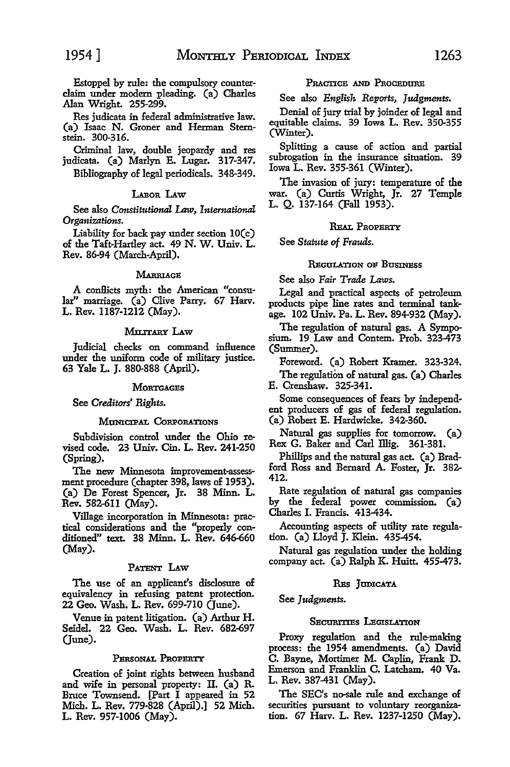Estoppel by rule: the compulsory counterclaim under modern pleading. (a) Charles Alan Wright. 255-299.

Res judicata in federal administrative law. (a) Isaac N. Groner and Herman Sternstein. 300-316.

Criminal law, double jeopardy and res judicata. (a) Marlyn E. Lugar. 317-347.

Bibliography of legal periodicals. 348-349.

### LABOR LAW

See also *Constitutional Law, International Organizations.*

Liability for back pay under section 10(c) of the Taft-Hartley act. 49 N. W. Univ. L. Rev. 86-94 (March-April).

### MARRIAGE

A conflicts myth: the American "consular" marriage. (a) Clive Parry. 67 Harv. L. Rev. 1187-1212 (May).

### MILITARY LAW

Judicial checks on command influence under the uniform code of military justice. 63 Yale L. J. 880-888 (April).

### MORTGAGES

See *Creditors' Rights.*

### MUNICIPAL CORPORATIONS

Subdivision control under the Ohio revised code. 23 Univ. Cin. L. Rev. 241-250 (Spring).

The new Minnesota improvement-assessment procedure (chapter 398, laws of 1953). (a) De Forest Spencer, Jr. 38 Minn. L. Rev. 582-611 (May).

Village incorporation in Minnesota: practical considerations and the "properly conditioned" text. 38 Minn. L. Rev. 646-660 (May).

### PATENT LAW

The use of an applicant's disclosure of equivalency in refusing patent protection. 22 Geo. Wash. L. Rev. 699-710 (June).

Venue in patent litigation. (a) Arthur H. Seidel. 22 Geo. Wash. L. Rev. 682-697 (June).

### PERSONAL PROPERTY

Creation of joint rights between husband and wife in personal property: II. (a) R. Bruce Townsend. [Part I appeared in 52 Mich. L. Rev. 779-828 (April).] 52 Mich. L. Rev. 957-1006 (May).

### PRACTICE AND PROCEDURE

See also *English Reports, Judgments.*

Denial of jury trial by joinder of legal and equitable claims. 39 Iowa L. Rev. 350-355 (Winter).

Splitting a cause of action and partial subrogation in the insurance situation. 39 Iowa L. Rev. 355-361 (Winter).

The invasion of jury: temperature of the war. (a) Curtis Wright, Jr. 27 Temple L. Q. 137-164 (Fall 1953).

### REAL PROPERTY

See *Statute of Frauds.*

### REGULATION OF BUSINESS

See also *Fair Trade Laws.*

Legal and practical aspects of petroleum products pipe line rates and terminal tankage. 102 Univ. Pa. L. Rev. 894-932 (May).

The regulation of natural gas. A Symposium. 19 Law and Contem. Prob. 323-473 (Summer).

Foreword. (a) Robert Kramer. 323-324.

The regulation of natural gas. (a) Charles E. Crenshaw. 325-341.

Some consequences of fears by independent producers of gas of federal regulation. (a) Robert E. Hardwicke. 342-360.

Natural gas supplies for tomorrow. (a) Rex G. Baker and Carl Illig. 361-381.

Phillips and the natural gas act. (a) Bradford Ross and Bernard A. Foster, Jr. 382-412.

Rate regulation of natural gas companies by the federal power commission. (a) Charles I. Francis. 413-434.

Accounting aspects of utility rate regulation. (a) Lloyd J. Klein. 435-454.

Natural gas regulation under the holding company act. (a) Ralph K. Huitt. 455-473.

### RES JUDICATA

See *Judgments.*

### SECURITIES LEGISLATION

Proxy regulation and the rule-making process: the 1954 amendments. (a) David C. Bayne, Mortimer M. Caplin, Frank D. Emerson and Franklin C. Latcham. 40 Va. L. Rev. 387-431 (May).

The SEC's no-sale rule and exchange of securities pursuant to voluntary reorganization. 67 Harv. L. Rev. 1237-1250 (May).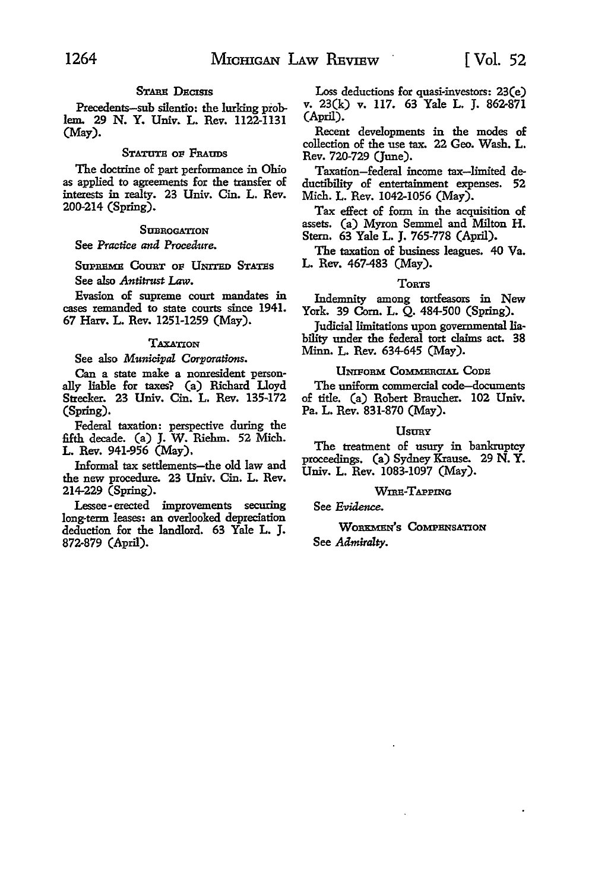### Stare Decisis

Precedents—sub silentio: the lurking problem. 29 N. Y. Univ. L. Rev. 1122-1131 (May).

### Statute of Frauds

The doctrine of part performance in Ohio as applied to agreements for the transfer of interests in realty. 23 Univ. Cin. L. Rev. 200-214 (Spring).

### Subrogation

See *Practice and Procedure*.

### Supreme Court of United States

See also *Antitrust Law*.

Evasion of supreme court mandates in cases remanded to state courts since 1941. 67 Harv. L. Rev. 1251-1259 (May).

### Taxation

See also *Municipal Corporations*.

Can a state make a nonresident personally liable for taxes? (a) Richard Lloyd Strecker. 23 Univ. Cin. L. Rev. 135-172 (Spring).

Federal taxation: perspective during the fifth decade. (a) J. W. Riehm. 52 Mich. L. Rev. 941-956 (May).

Informal tax settlements—the old law and the new procedure. 23 Univ. Cin. L. Rev. 214-229 (Spring).

Lessee-erected improvements securing long-term leases: an overlooked depreciation deduction for the landlord. 63 Yale L. J. 872-879 (April).

Loss deductions for quasi-investors: 23(e) v. 23(k) v. 117. 63 Yale L. J. 862-871 (April).

Recent developments in the modes of collection of the use tax. 22 Geo. Wash. L. Rev. 720-729 (June).

Taxation—federal income tax—limited deductibility of entertainment expenses. 52 Mich. L. Rev. 1042-1056 (May).

Tax effect of form in the acquisition of assets. (a) Myron Semmel and Milton H. Stern. 63 Yale L. J. 765-778 (April).

The taxation of business leagues. 40 Va. L. Rev. 467-483 (May).

### Torts

Indemnity among tortfeasors in New York. 39 Corn. L. Q. 484-500 (Spring).

Judicial limitations upon governmental liability under the federal tort claims act. 38 Minn. L. Rev. 634-645 (May).

### Uniform Commercial Code

The uniform commercial code—documents of title. (a) Robert Braucher. 102 Univ. Pa. L. Rev. 831-870 (May).

### Usury

The treatment of usury in bankruptcy proceedings. (a) Sydney Krause. 29 N. Y. Univ. L. Rev. 1083-1097 (May).

### Wire-Tapping

See *Evidence*.

### Workmen's Compensation

See *Admiralty*.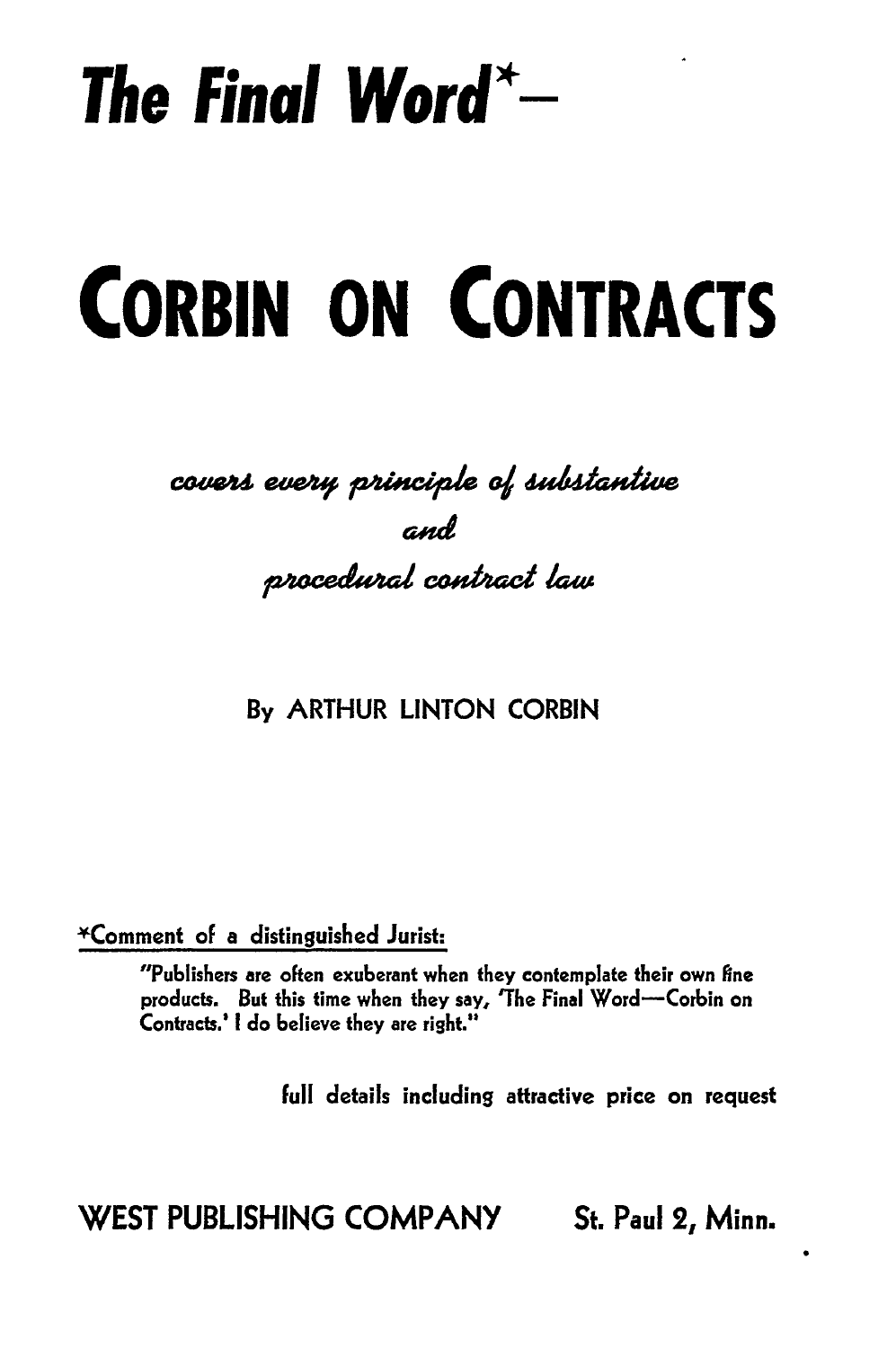# *The Final Word\*—*

# CORBIN ON CONTRACTS

*covers every principle of substantive*
*and*
*procedural contract law*

By ARTHUR LINTON CORBIN

\*Comment of a distinguished Jurist:

> "Publishers are often exuberant when they contemplate their own fine products. But this time when they say, 'The Final Word—Corbin on Contracts.' I do believe they are right."

full details including attractive price on request

WEST PUBLISHING COMPANY St. Paul 2, Minn.